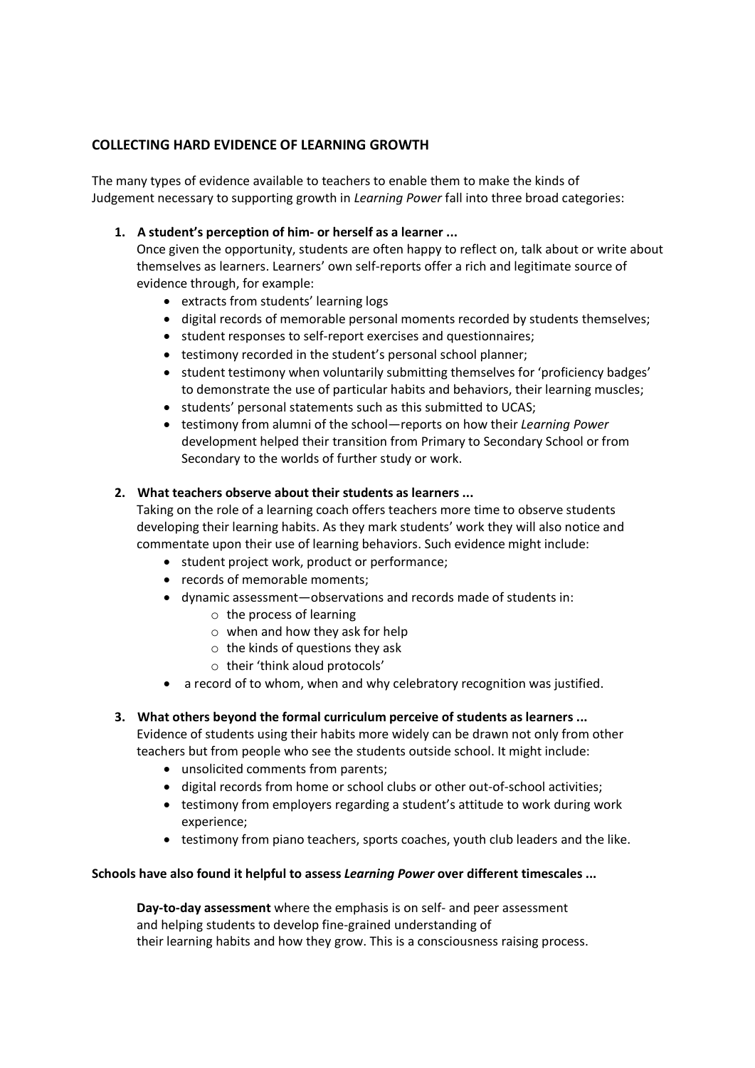## COLLECTING HARD EVIDENCE OF LEARNING GROWTH

The many types of evidence available to teachers to enable them to make the kinds of Judgement necessary to supporting growth in *Learning Power* fall into three broad categories:

1. **A student's perception of him- or herself as a learner ...**
   Once given the opportunity, students are often happy to reflect on, talk about or write about themselves as learners. Learners' own self-reports offer a rich and legitimate source of evidence through, for example:
   - extracts from students' learning logs
   - digital records of memorable personal moments recorded by students themselves;
   - student responses to self-report exercises and questionnaires;
   - testimony recorded in the student's personal school planner;
   - student testimony when voluntarily submitting themselves for 'proficiency badges' to demonstrate the use of particular habits and behaviors, their learning muscles;
   - students' personal statements such as this submitted to UCAS;
   - testimony from alumni of the school—reports on how their *Learning Power* development helped their transition from Primary to Secondary School or from Secondary to the worlds of further study or work.

2. **What teachers observe about their students as learners ...**
   Taking on the role of a learning coach offers teachers more time to observe students developing their learning habits. As they mark students' work they will also notice and commentate upon their use of learning behaviors. Such evidence might include:
   - student project work, product or performance;
   - records of memorable moments;
   - dynamic assessment—observations and records made of students in:
     - the process of learning
     - when and how they ask for help
     - the kinds of questions they ask
     - their 'think aloud protocols'
   - a record of to whom, when and why celebratory recognition was justified.

3. **What others beyond the formal curriculum perceive of students as learners ...**
   Evidence of students using their habits more widely can be drawn not only from other teachers but from people who see the students outside school. It might include:
   - unsolicited comments from parents;
   - digital records from home or school clubs or other out-of-school activities;
   - testimony from employers regarding a student's attitude to work during work experience;
   - testimony from piano teachers, sports coaches, youth club leaders and the like.

**Schools have also found it helpful to assess *Learning Power* over different timescales ...**

**Day-to-day assessment** where the emphasis is on self- and peer assessment and helping students to develop fine-grained understanding of their learning habits and how they grow. This is a consciousness raising process.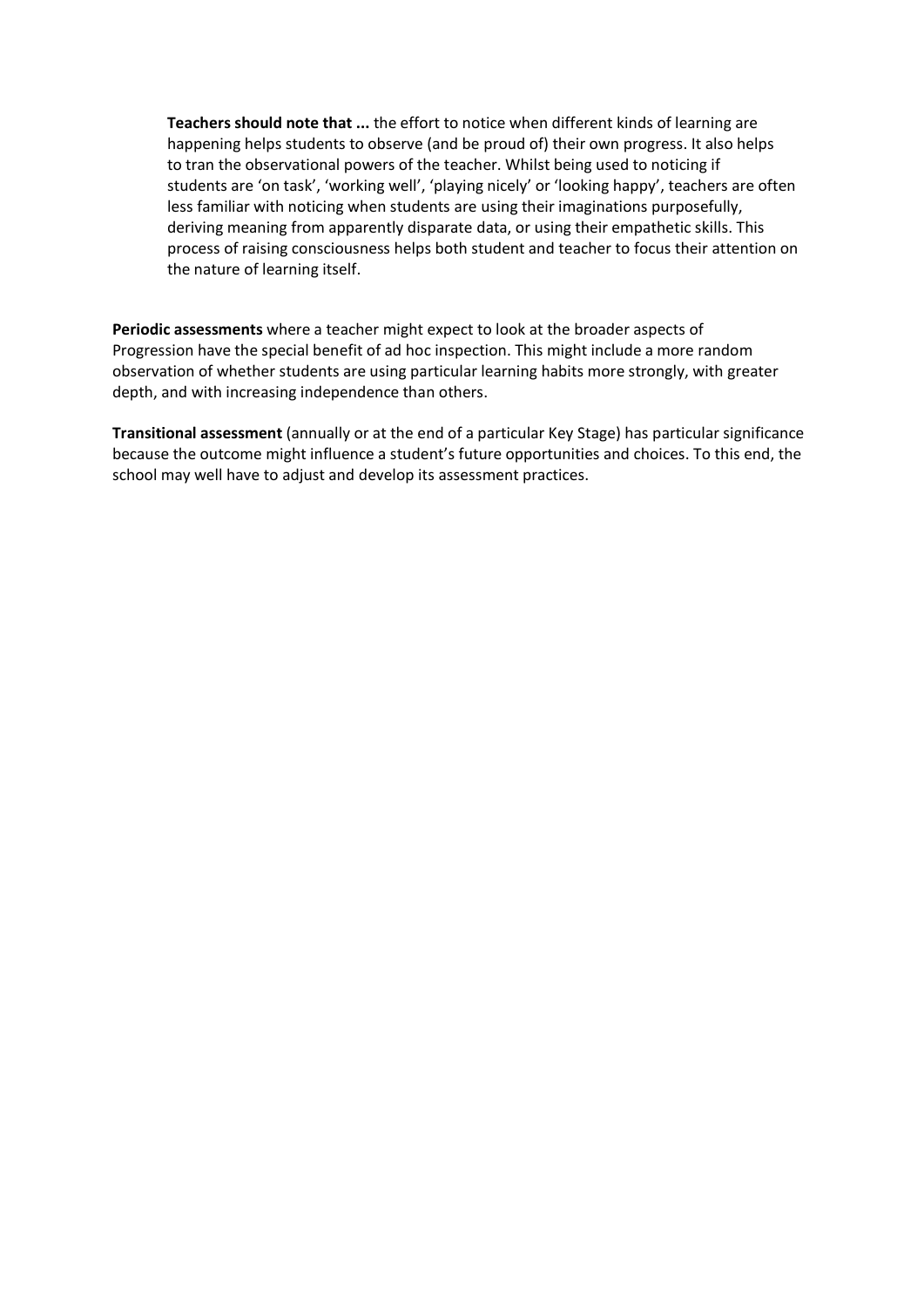**Teachers should note that ...** the effort to notice when different kinds of learning are happening helps students to observe (and be proud of) their own progress. It also helps to tran the observational powers of the teacher. Whilst being used to noticing if students are 'on task', 'working well', 'playing nicely' or 'looking happy', teachers are often less familiar with noticing when students are using their imaginations purposefully, deriving meaning from apparently disparate data, or using their empathetic skills. This process of raising consciousness helps both student and teacher to focus their attention on the nature of learning itself.

**Periodic assessments** where a teacher might expect to look at the broader aspects of Progression have the special benefit of ad hoc inspection. This might include a more random observation of whether students are using particular learning habits more strongly, with greater depth, and with increasing independence than others.

**Transitional assessment** (annually or at the end of a particular Key Stage) has particular significance because the outcome might influence a student's future opportunities and choices. To this end, the school may well have to adjust and develop its assessment practices.